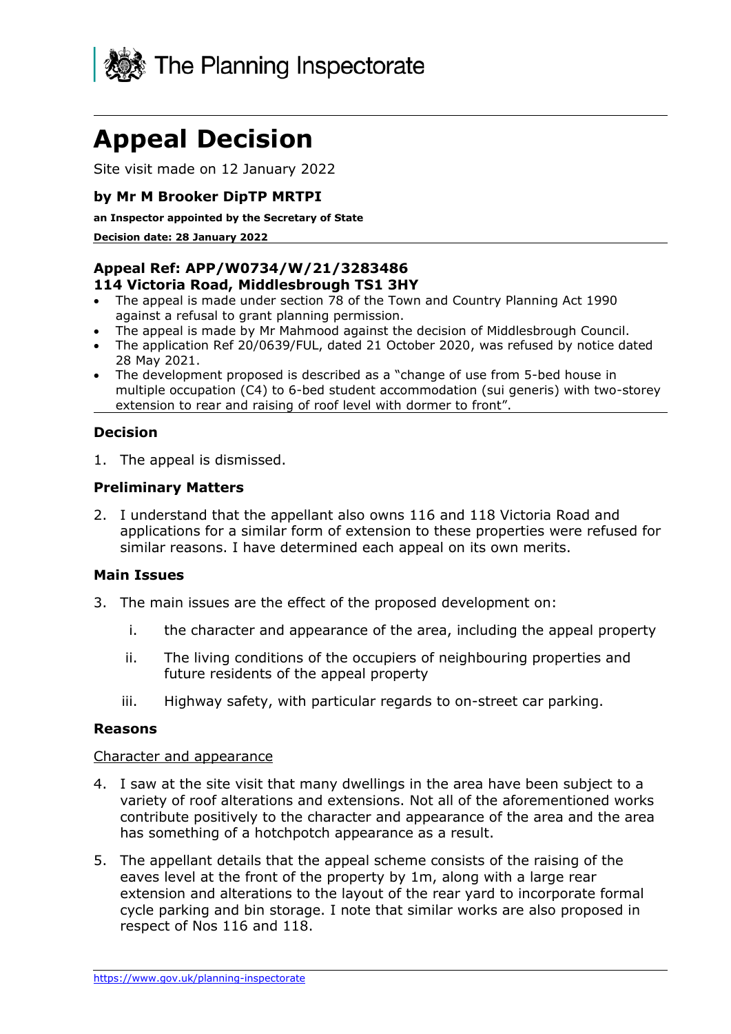The Planning Inspectorate

# Appeal Decision

Site visit made on 12 January 2022

**by Mr M Brooker DipTP MRTPI**

**an Inspector appointed by the Secretary of State**

**Decision date: 28 January 2022**

**Appeal Ref: APP/W0734/W/21/3283486**
**114 Victoria Road, Middlesbrough TS1 3HY**

- The appeal is made under section 78 of the Town and Country Planning Act 1990 against a refusal to grant planning permission.
- The appeal is made by Mr Mahmood against the decision of Middlesbrough Council.
- The application Ref 20/0639/FUL, dated 21 October 2020, was refused by notice dated 28 May 2021.
- The development proposed is described as a "change of use from 5-bed house in multiple occupation (C4) to 6-bed student accommodation (sui generis) with two-storey extension to rear and raising of roof level with dormer to front".

### Decision

1. The appeal is dismissed.

### Preliminary Matters

2. I understand that the appellant also owns 116 and 118 Victoria Road and applications for a similar form of extension to these properties were refused for similar reasons. I have determined each appeal on its own merits.

### Main Issues

3. The main issues are the effect of the proposed development on:

    i. the character and appearance of the area, including the appeal property

    ii. The living conditions of the occupiers of neighbouring properties and future residents of the appeal property

    iii. Highway safety, with particular regards to on-street car parking.

### Reasons

Character and appearance

4. I saw at the site visit that many dwellings in the area have been subject to a variety of roof alterations and extensions. Not all of the aforementioned works contribute positively to the character and appearance of the area and the area has something of a hotchpotch appearance as a result.

5. The appellant details that the appeal scheme consists of the raising of the eaves level at the front of the property by 1m, along with a large rear extension and alterations to the layout of the rear yard to incorporate formal cycle parking and bin storage. I note that similar works are also proposed in respect of Nos 116 and 118.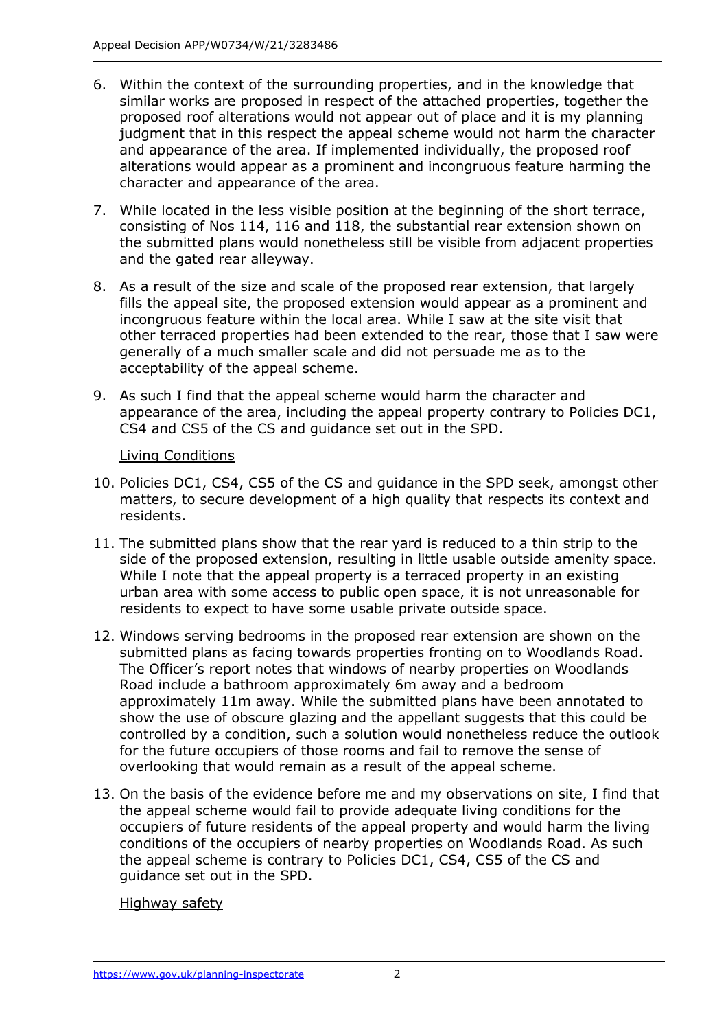6. Within the context of the surrounding properties, and in the knowledge that similar works are proposed in respect of the attached properties, together the proposed roof alterations would not appear out of place and it is my planning judgment that in this respect the appeal scheme would not harm the character and appearance of the area. If implemented individually, the proposed roof alterations would appear as a prominent and incongruous feature harming the character and appearance of the area.

7. While located in the less visible position at the beginning of the short terrace, consisting of Nos 114, 116 and 118, the substantial rear extension shown on the submitted plans would nonetheless still be visible from adjacent properties and the gated rear alleyway.

8. As a result of the size and scale of the proposed rear extension, that largely fills the appeal site, the proposed extension would appear as a prominent and incongruous feature within the local area. While I saw at the site visit that other terraced properties had been extended to the rear, those that I saw were generally of a much smaller scale and did not persuade me as to the acceptability of the appeal scheme.

9. As such I find that the appeal scheme would harm the character and appearance of the area, including the appeal property contrary to Policies DC1, CS4 and CS5 of the CS and guidance set out in the SPD.

<u>Living Conditions</u>

10. Policies DC1, CS4, CS5 of the CS and guidance in the SPD seek, amongst other matters, to secure development of a high quality that respects its context and residents.

11. The submitted plans show that the rear yard is reduced to a thin strip to the side of the proposed extension, resulting in little usable outside amenity space. While I note that the appeal property is a terraced property in an existing urban area with some access to public open space, it is not unreasonable for residents to expect to have some usable private outside space.

12. Windows serving bedrooms in the proposed rear extension are shown on the submitted plans as facing towards properties fronting on to Woodlands Road. The Officer's report notes that windows of nearby properties on Woodlands Road include a bathroom approximately 6m away and a bedroom approximately 11m away. While the submitted plans have been annotated to show the use of obscure glazing and the appellant suggests that this could be controlled by a condition, such a solution would nonetheless reduce the outlook for the future occupiers of those rooms and fail to remove the sense of overlooking that would remain as a result of the appeal scheme.

13. On the basis of the evidence before me and my observations on site, I find that the appeal scheme would fail to provide adequate living conditions for the occupiers of future residents of the appeal property and would harm the living conditions of the occupiers of nearby properties on Woodlands Road. As such the appeal scheme is contrary to Policies DC1, CS4, CS5 of the CS and guidance set out in the SPD.

<u>Highway safety</u>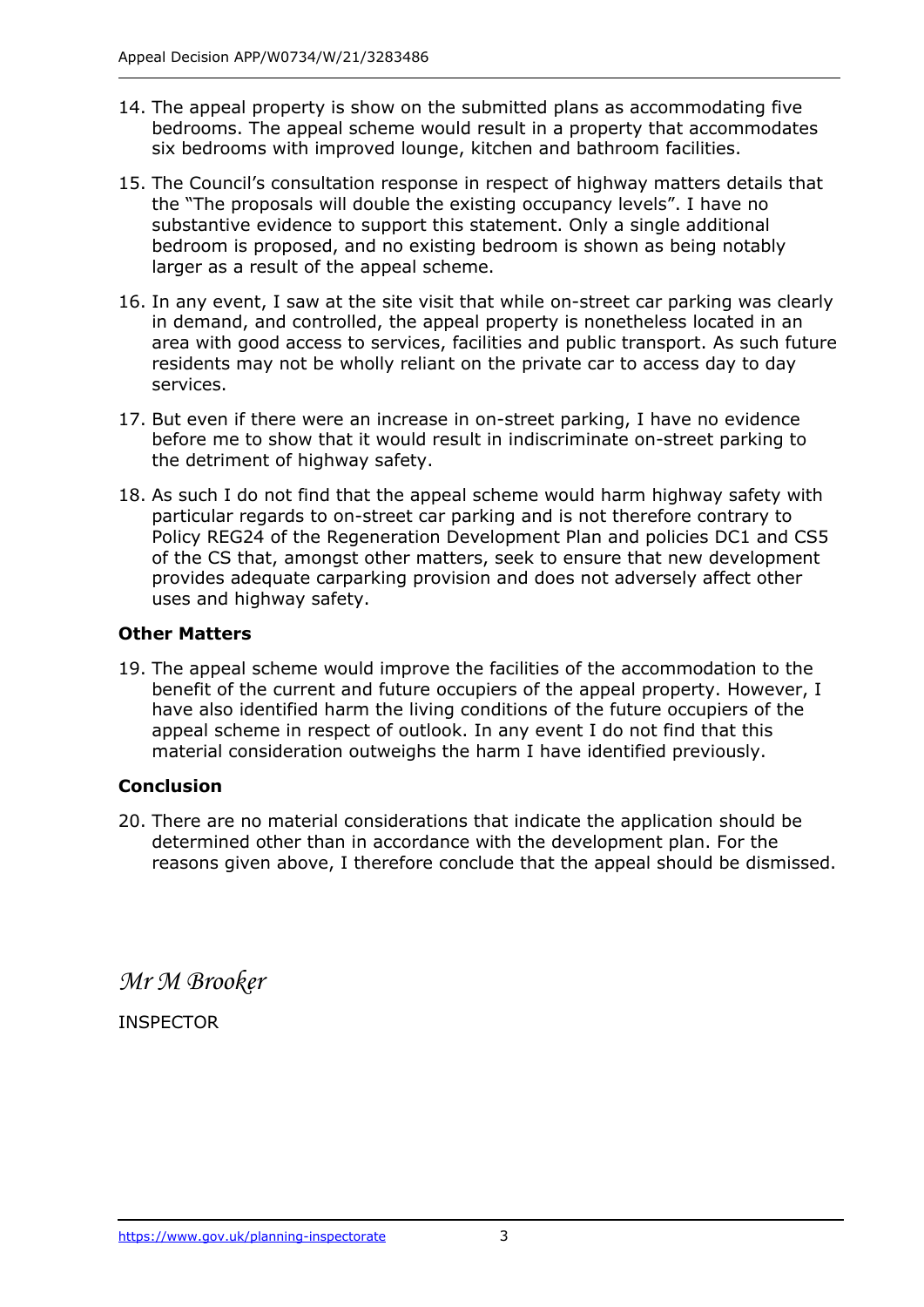14. The appeal property is show on the submitted plans as accommodating five bedrooms. The appeal scheme would result in a property that accommodates six bedrooms with improved lounge, kitchen and bathroom facilities.

15. The Council's consultation response in respect of highway matters details that the "The proposals will double the existing occupancy levels". I have no substantive evidence to support this statement. Only a single additional bedroom is proposed, and no existing bedroom is shown as being notably larger as a result of the appeal scheme.

16. In any event, I saw at the site visit that while on-street car parking was clearly in demand, and controlled, the appeal property is nonetheless located in an area with good access to services, facilities and public transport. As such future residents may not be wholly reliant on the private car to access day to day services.

17. But even if there were an increase in on-street parking, I have no evidence before me to show that it would result in indiscriminate on-street parking to the detriment of highway safety.

18. As such I do not find that the appeal scheme would harm highway safety with particular regards to on-street car parking and is not therefore contrary to Policy REG24 of the Regeneration Development Plan and policies DC1 and CS5 of the CS that, amongst other matters, seek to ensure that new development provides adequate carparking provision and does not adversely affect other uses and highway safety.

### Other Matters

19. The appeal scheme would improve the facilities of the accommodation to the benefit of the current and future occupiers of the appeal property. However, I have also identified harm the living conditions of the future occupiers of the appeal scheme in respect of outlook. In any event I do not find that this material consideration outweighs the harm I have identified previously.

### Conclusion

20. There are no material considerations that indicate the application should be determined other than in accordance with the development plan. For the reasons given above, I therefore conclude that the appeal should be dismissed.

*Mr M Brooker*

INSPECTOR